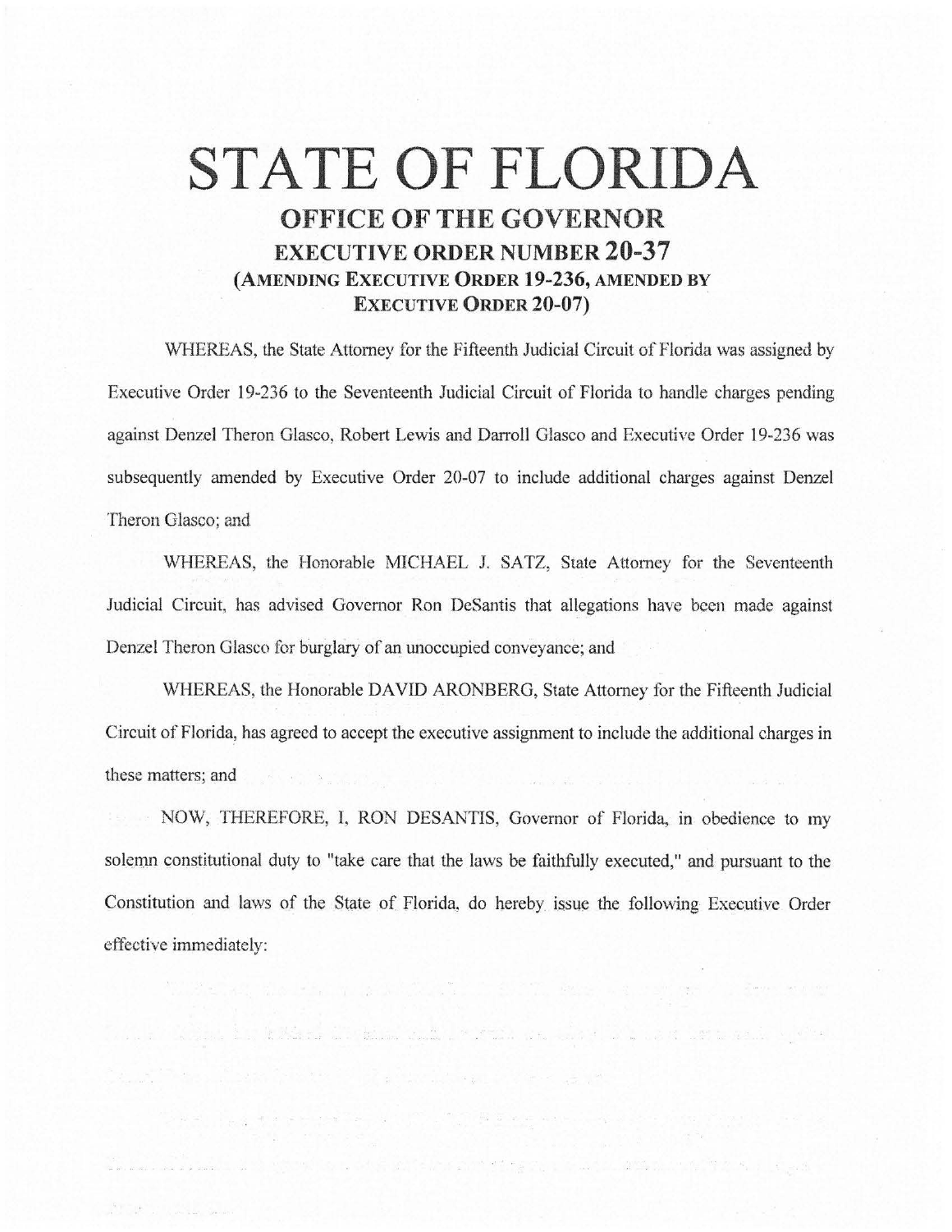# STATE OF FLORIDA

## OFFICE OF THE GOVERNOR

### EXECUTIVE ORDER NUMBER 20-37

### (AMENDING EXECUTIVE ORDER 19-236, AMENDED BY EXECUTIVE ORDER 20-07)

WHEREAS, the State Attorney for the Fifteenth Judicial Circuit of Florida was assigned by Executive Order 19-236 to the Seventeenth Judicial Circuit of Florida to handle charges pending against Denzel Theron Glasco, Robert Lewis and Darroll Glasco and Executive Order 19-236 was subsequently amended by Executive Order 20-07 to include additional charges against Denzel Theron Glasco; and

WHEREAS, the Honorable MICHAEL J. SATZ, State Attorney for the Seventeenth Judicial Circuit, has advised Governor Ron DeSantis that allegations have been made against Denzel Theron Glasco for burglary of an unoccupied conveyance; and

WHEREAS, the Honorable DAVID ARONBERG, State Attorney for the Fifteenth Judicial Circuit of Florida, has agreed to accept the executive assignment to include the additional charges in these matters; and

NOW, THEREFORE, I, RON DESANTIS, Governor of Florida, in obedience to my solemn constitutional duty to "take care that the laws be faithfully executed," and pursuant to the Constitution and laws of the State of Florida, do hereby issue the following Executive Order effective immediately: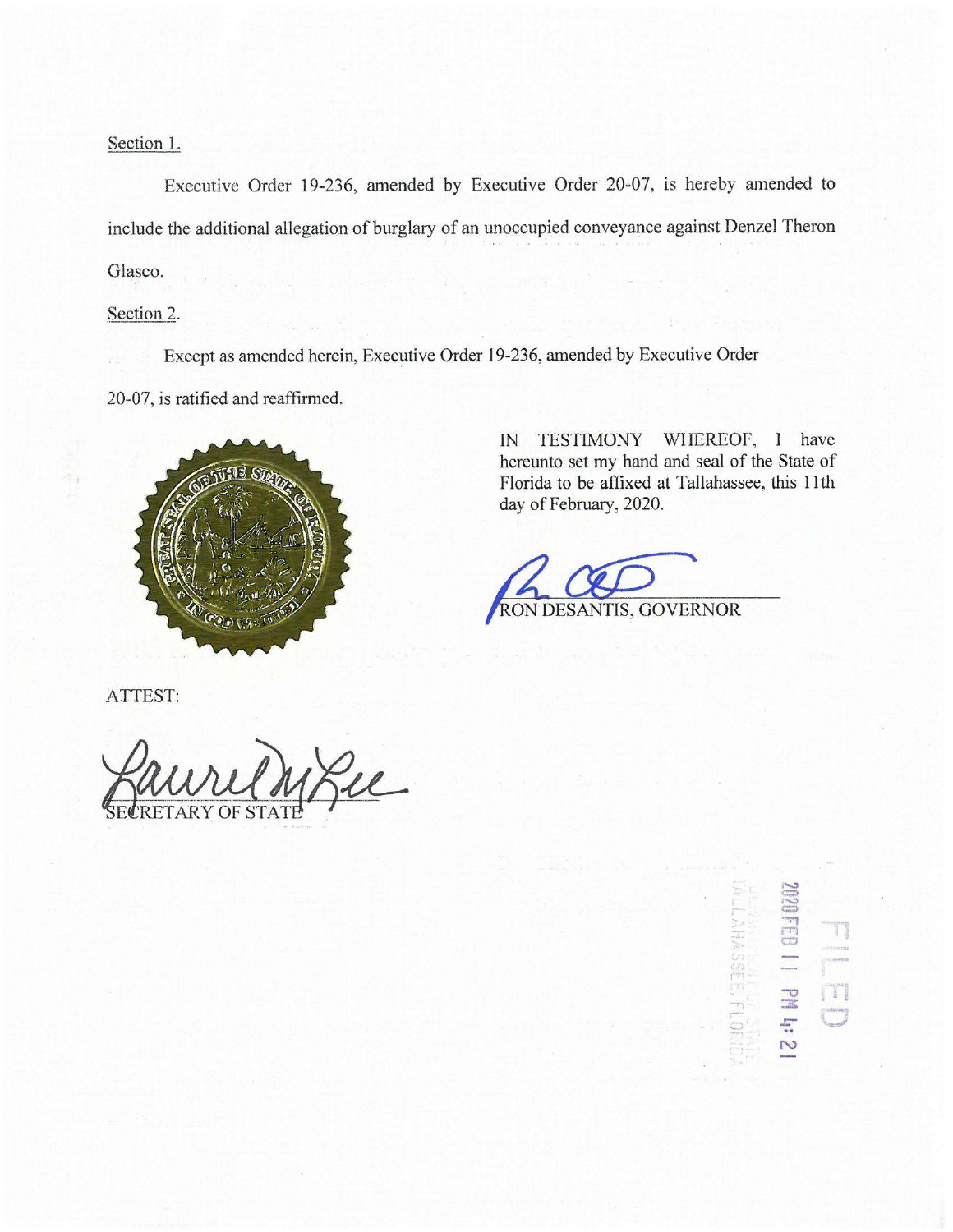Section 1.

Executive Order 19-236, amended by Executive Order 20-07, is hereby amended to include the additional allegation of burglary of an unoccupied conveyance against Denzel Theron Glasco.

Section 2.

Except as amended herein, Executive Order 19-236, amended by Executive Order 20-07, is ratified and reaffirmed.

IN TESTIMONY WHEREOF, I have hereunto set my hand and seal of the State of Florida to be affixed at Tallahassee, this 11th day of February, 2020.

RON DESANTIS, GOVERNOR

ATTEST:

SECRETARY OF STATE

FILED

2020 FEB 11 PM 4:21

SECRETARY OF STATE
TALLAHASSEE, FLORIDA